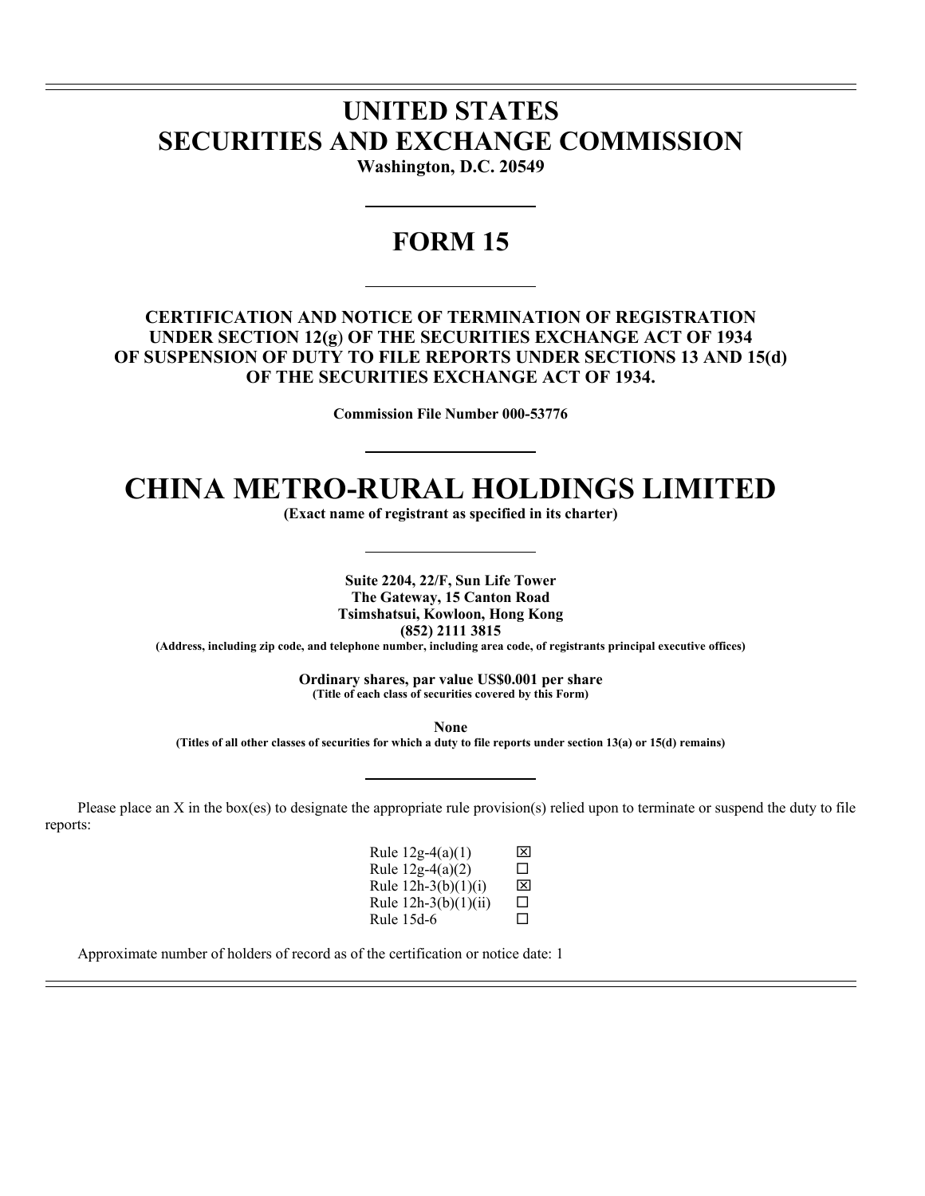# UNITED STATES
# SECURITIES AND EXCHANGE COMMISSION

**Washington, D.C. 20549**

## FORM 15

**CERTIFICATION AND NOTICE OF TERMINATION OF REGISTRATION UNDER SECTION 12(g) OF THE SECURITIES EXCHANGE ACT OF 1934 OF SUSPENSION OF DUTY TO FILE REPORTS UNDER SECTIONS 13 AND 15(d) OF THE SECURITIES EXCHANGE ACT OF 1934.**

**Commission File Number 000-53776**

# CHINA METRO-RURAL HOLDINGS LIMITED

**(Exact name of registrant as specified in its charter)**

**Suite 2204, 22/F, Sun Life Tower**
**The Gateway, 15 Canton Road**
**Tsimshatsui, Kowloon, Hong Kong**
**(852) 2111 3815**
**(Address, including zip code, and telephone number, including area code, of registrants principal executive offices)**

**Ordinary shares, par value US$0.001 per share**
**(Title of each class of securities covered by this Form)**

**None**
**(Titles of all other classes of securities for which a duty to file reports under section 13(a) or 15(d) remains)**

Please place an X in the box(es) to designate the appropriate rule provision(s) relied upon to terminate or suspend the duty to file reports:

| | |
|---|---|
| Rule 12g-4(a)(1) | ☒ |
| Rule 12g-4(a)(2) | ☐ |
| Rule 12h-3(b)(1)(i) | ☒ |
| Rule 12h-3(b)(1)(ii) | ☐ |
| Rule 15d-6 | ☐ |

Approximate number of holders of record as of the certification or notice date: 1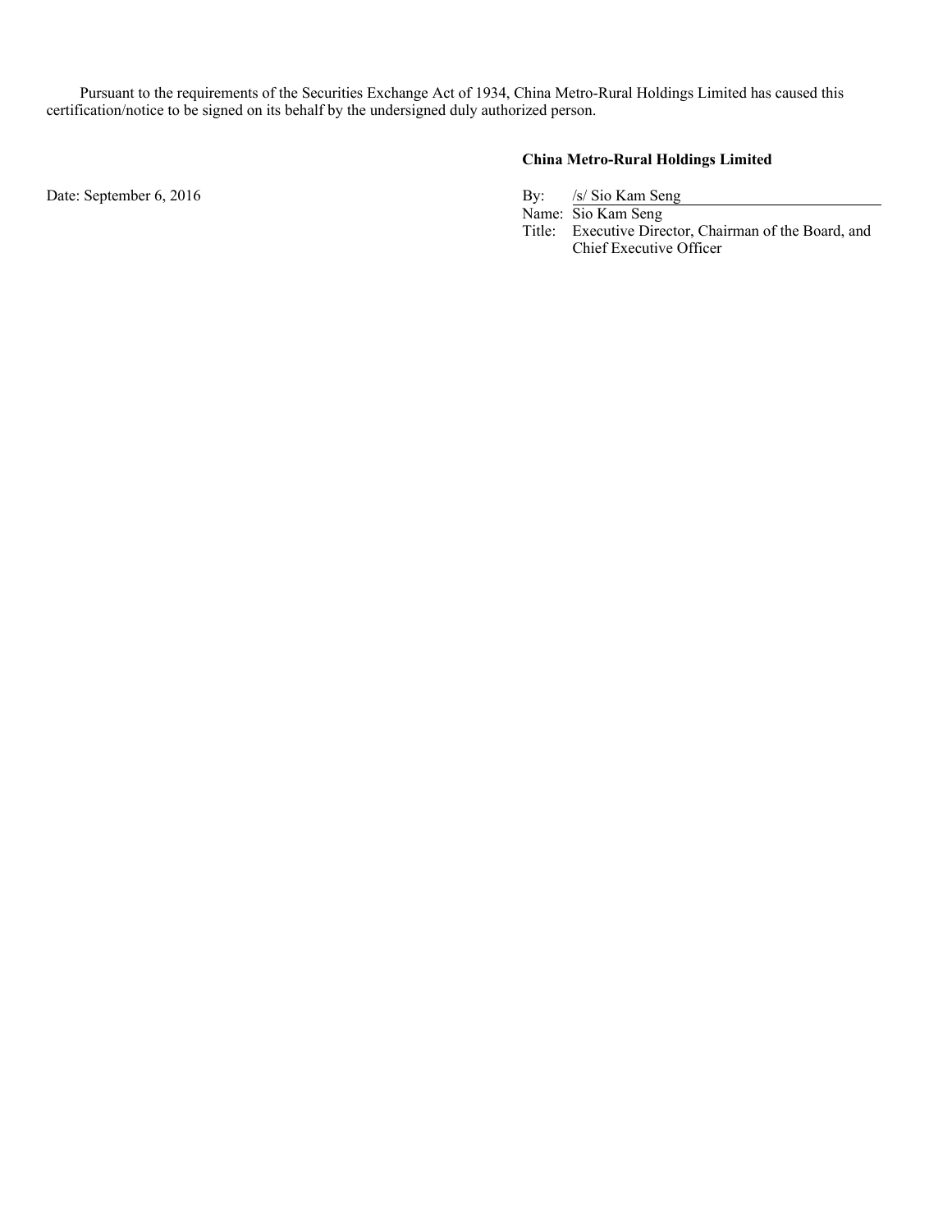Pursuant to the requirements of the Securities Exchange Act of 1934, China Metro-Rural Holdings Limited has caused this certification/notice to be signed on its behalf by the undersigned duly authorized person.

**China Metro-Rural Holdings Limited**

Date: September 6, 2016

By: /s/ Sio Kam Seng
Name: Sio Kam Seng
Title: Executive Director, Chairman of the Board, and Chief Executive Officer